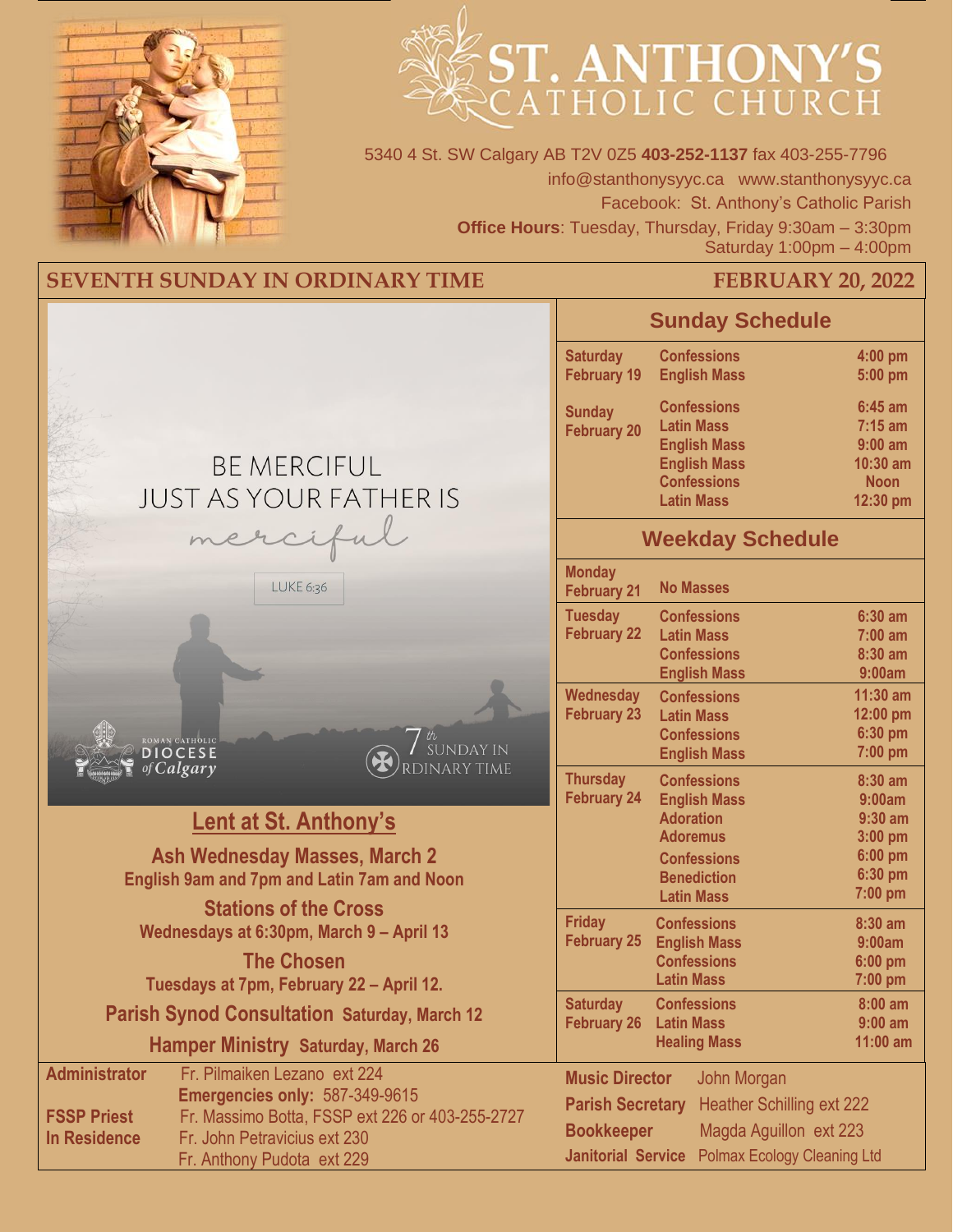# ST. ANTHONY'S CATHOLIC CHURCH

5340 4 St. SW Calgary AB T2V 0Z5 **403-252-1137** fax 403-255-7796
info@stanthonysyyc.ca www.stanthonysyyc.ca
Facebook: St. Anthony's Catholic Parish
**Office Hours**: Tuesday, Thursday, Friday 9:30am – 3:30pm
Saturday 1:00pm – 4:00pm

## SEVENTH SUNDAY IN ORDINARY TIME — FEBRUARY 20, 2022

BE MERCIFUL
JUST AS YOUR FATHER IS
*merciful*

LUKE 6:36

ROMAN CATHOLIC DIOCESE of Calgary — 7th SUNDAY IN ORDINARY TIME

## Lent at St. Anthony's

**Ash Wednesday Masses, March 2**
**English 9am and 7pm and Latin 7am and Noon**

**Stations of the Cross**
**Wednesdays at 6:30pm, March 9 – April 13**

**The Chosen**
**Tuesdays at 7pm, February 22 – April 12.**

**Parish Synod Consultation Saturday, March 12**

**Hamper Ministry Saturday, March 26**

## Sunday Schedule

| Day | Event | Time |
|---|---|---|
| Saturday February 19 | Confessions | 4:00 pm |
| | English Mass | 5:00 pm |
| Sunday February 20 | Confessions | 6:45 am |
| | Latin Mass | 7:15 am |
| | English Mass | 9:00 am |
| | English Mass | 10:30 am |
| | Confessions | Noon |
| | Latin Mass | 12:30 pm |

## Weekday Schedule

| Day | Event | Time |
|---|---|---|
| Monday February 21 | No Masses | |
| Tuesday February 22 | Confessions | 6:30 am |
| | Latin Mass | 7:00 am |
| | Confessions | 8:30 am |
| | English Mass | 9:00am |
| Wednesday February 23 | Confessions | 11:30 am |
| | Latin Mass | 12:00 pm |
| | Confessions | 6:30 pm |
| | English Mass | 7:00 pm |
| Thursday February 24 | Confessions | 8:30 am |
| | English Mass | 9:00am |
| | Adoration | 9:30 am |
| | Adoremus | 3:00 pm |
| | Confessions | 6:00 pm |
| | Benediction | 6:30 pm |
| | Latin Mass | 7:00 pm |
| Friday February 25 | Confessions | 8:30 am |
| | English Mass | 9:00am |
| | Confessions | 6:00 pm |
| | Latin Mass | 7:00 pm |
| Saturday February 26 | Confessions | 8:00 am |
| | Latin Mass | 9:00 am |
| | Healing Mass | 11:00 am |

**Administrator** Fr. Pilmaiken Lezano ext 224
**Emergencies only:** 587-349-9615
**FSSP Priest** Fr. Massimo Botta, FSSP ext 226 or 403-255-2727
**In Residence** Fr. John Petravicius ext 230
Fr. Anthony Pudota ext 229

**Music Director** John Morgan
**Parish Secretary** Heather Schilling ext 222
**Bookkeeper** Magda Aguillon ext 223
**Janitorial Service** Polmax Ecology Cleaning Ltd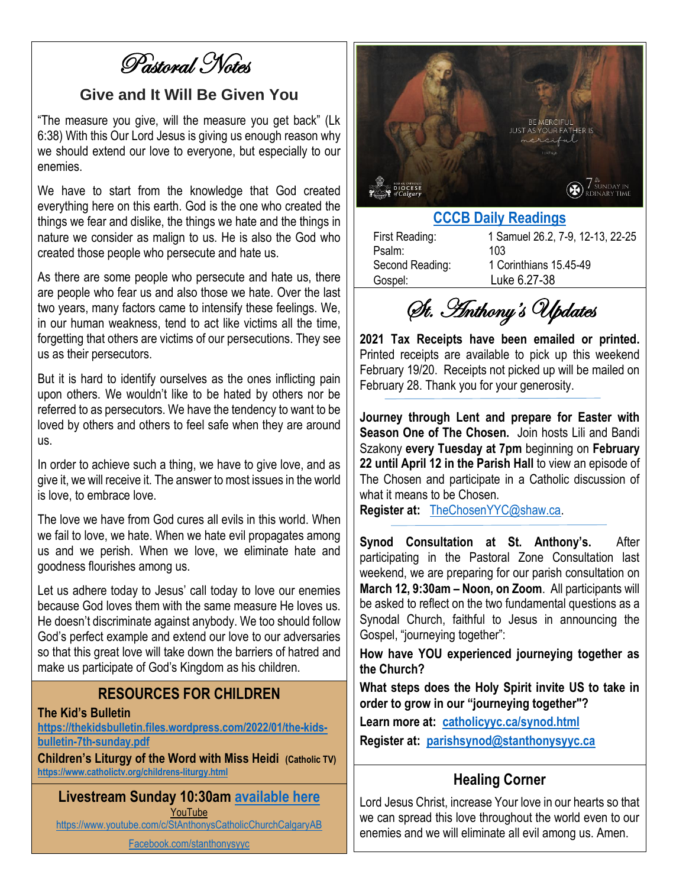# Pastoral Notes

## Give and It Will Be Given You

"The measure you give, will the measure you get back" (Lk 6:38) With this Our Lord Jesus is giving us enough reason why we should extend our love to everyone, but especially to our enemies.

We have to start from the knowledge that God created everything here on this earth. God is the one who created the things we fear and dislike, the things we hate and the things in nature we consider as malign to us. He is also the God who created those people who persecute and hate us.

As there are some people who persecute and hate us, there are people who fear us and also those we hate. Over the last two years, many factors came to intensify these feelings. We, in our human weakness, tend to act like victims all the time, forgetting that others are victims of our persecutions. They see us as their persecutors.

But it is hard to identify ourselves as the ones inflicting pain upon others. We wouldn't like to be hated by others nor be referred to as persecutors. We have the tendency to want to be loved by others and others to feel safe when they are around us.

In order to achieve such a thing, we have to give love, and as give it, we will receive it. The answer to most issues in the world is love, to embrace love.

The love we have from God cures all evils in this world. When we fail to love, we hate. When we hate evil propagates among us and we perish. When we love, we eliminate hate and goodness flourishes among us.

Let us adhere today to Jesus' call today to love our enemies because God loves them with the same measure He loves us. He doesn't discriminate against anybody. We too should follow God's perfect example and extend our love to our adversaries so that this great love will take down the barriers of hatred and make us participate of God's Kingdom as his children.

## RESOURCES FOR CHILDREN

**The Kid's Bulletin**
**https://thekidsbulletin.files.wordpress.com/2022/01/the-kids-bulletin-7th-sunday.pdf**

**Children's Liturgy of the Word with Miss Heidi** (Catholic TV)
**https://www.catholictv.org/childrens-liturgy.html**

**Livestream Sunday 10:30am available here**

YouTube
https://www.youtube.com/c/StAnthonysCatholicChurchCalgaryAB

Facebook.com/stanthonysyyc

BE MERCIFUL JUST AS YOUR FATHER IS merciful
LUKE 6:36

ROMAN CATHOLIC DIOCESE of Calgary

7th SUNDAY IN ORDINARY TIME

## CCCB Daily Readings

| | |
|---|---|
| First Reading: | 1 Samuel 26.2, 7-9, 12-13, 22-25 |
| Psalm: | 103 |
| Second Reading: | 1 Corinthians 15.45-49 |
| Gospel: | Luke 6.27-38 |

# St. Anthony's Updates

**2021 Tax Receipts have been emailed or printed.** Printed receipts are available to pick up this weekend February 19/20. Receipts not picked up will be mailed on February 28. Thank you for your generosity.

**Journey through Lent and prepare for Easter with Season One of The Chosen.** Join hosts Lili and Bandi Szakony **every Tuesday at 7pm** beginning on **February 22 until April 12 in the Parish Hall** to view an episode of The Chosen and participate in a Catholic discussion of what it means to be Chosen.
**Register at:** TheChosenYYC@shaw.ca.

**Synod Consultation at St. Anthony's.** After participating in the Pastoral Zone Consultation last weekend, we are preparing for our parish consultation on **March 12, 9:30am – Noon, on Zoom**. All participants will be asked to reflect on the two fundamental questions as a Synodal Church, faithful to Jesus in announcing the Gospel, "journeying together":

**How have YOU experienced journeying together as the Church?**

**What steps does the Holy Spirit invite US to take in order to grow in our "journeying together"?**

**Learn more at: catholicyyc.ca/synod.html**

**Register at: parishsynod@stanthonysyyc.ca**

## Healing Corner

Lord Jesus Christ, increase Your love in our hearts so that we can spread this love throughout the world even to our enemies and we will eliminate all evil among us. Amen.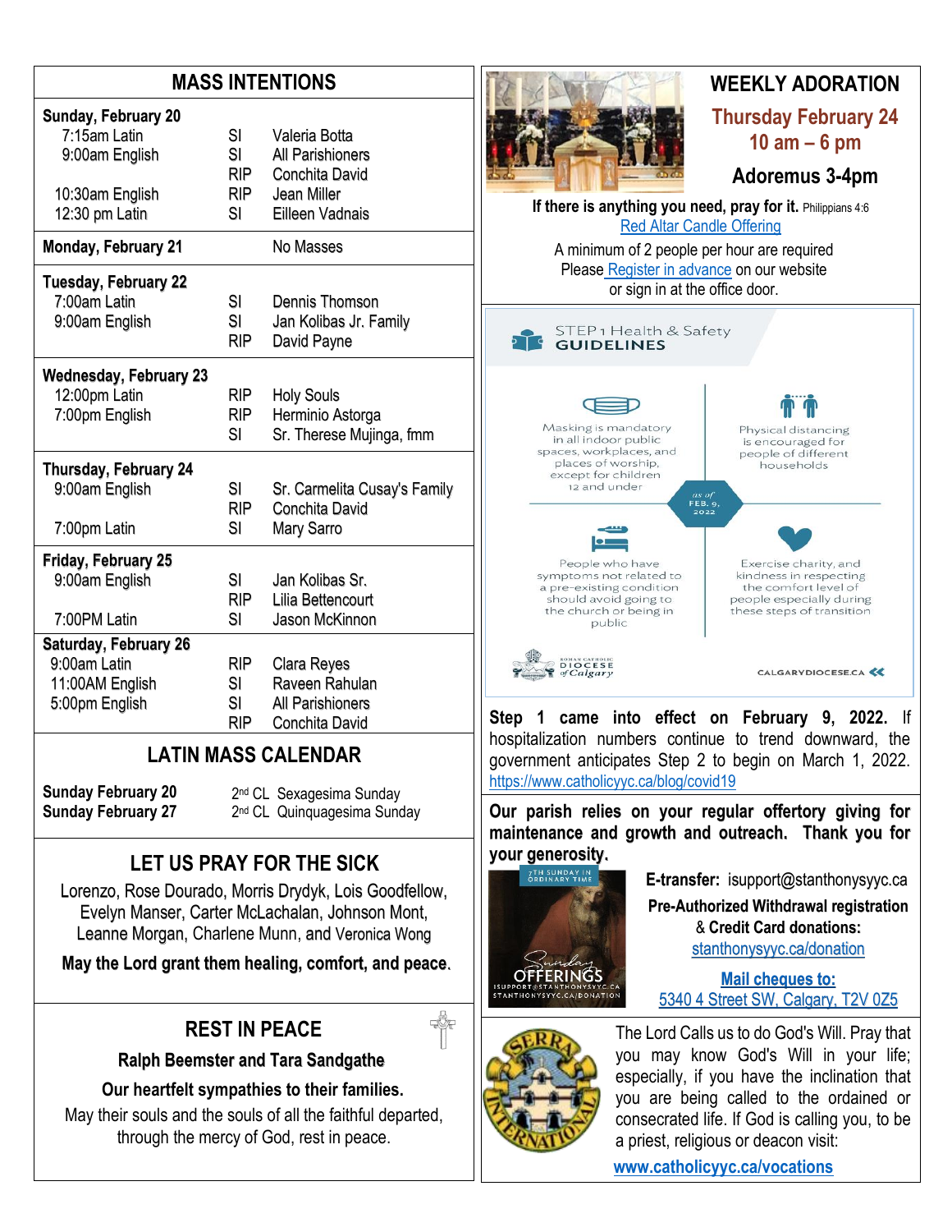## MASS INTENTIONS

| Day / Time | | Intention |
|---|---|---|
| **Sunday, February 20** | | |
| 7:15am Latin | SI | Valeria Botta |
| 9:00am English | SI | All Parishioners |
| | RIP | Conchita David |
| 10:30am English | RIP | Jean Miller |
| 12:30 pm Latin | SI | Eilleen Vadnais |
| **Monday, February 21** | | No Masses |
| **Tuesday, February 22** | | |
| 7:00am Latin | SI | Dennis Thomson |
| 9:00am English | SI | Jan Kolibas Jr. Family |
| | RIP | David Payne |
| **Wednesday, February 23** | | |
| 12:00pm Latin | RIP | Holy Souls |
| 7:00pm English | RIP | Herminio Astorga |
| | SI | Sr. Therese Mujinga, fmm |
| **Thursday, February 24** | | |
| 9:00am English | SI | Sr. Carmelita Cusay's Family |
| | RIP | Conchita David |
| 7:00pm Latin | SI | Mary Sarro |
| **Friday, February 25** | | |
| 9:00am English | SI | Jan Kolibas Sr. |
| | RIP | Lilia Bettencourt |
| 7:00PM Latin | SI | Jason McKinnon |
| **Saturday, February 26** | | |
| 9:00am Latin | RIP | Clara Reyes |
| 11:00AM English | SI | Raveen Rahulan |
| 5:00pm English | SI | All Parishioners |
| | RIP | Conchita David |

## LATIN MASS CALENDAR

**Sunday February 20** — 2nd CL Sexagesima Sunday
**Sunday February 27** — 2nd CL Quinquagesima Sunday

## LET US PRAY FOR THE SICK

Lorenzo, Rose Dourado, Morris Drydyk, Lois Goodfellow, Evelyn Manser, Carter McLachalan, Johnson Mont, Leanne Morgan, Charlene Munn, and Veronica Wong

**May the Lord grant them healing, comfort, and peace.**

## REST IN PEACE

**Ralph Beemster and Tara Sandgathe**

**Our heartfelt sympathies to their families.**

May their souls and the souls of all the faithful departed, through the mercy of God, rest in peace.

## WEEKLY ADORATION

**Thursday February 24**
**10 am – 6 pm**

**Adoremus 3-4pm**

**If there is anything you need, pray for it.** Philippians 4:6

Red Altar Candle Offering

A minimum of 2 people per hour are required
Please Register in advance on our website or sign in at the office door.

STEP 1 Health & Safety
**GUIDELINES**

- Masking is mandatory in all indoor public spaces, workplaces, and places of worship, except for children 12 and under
- Physical distancing is encouraged for people of different households
- People who have symptoms not related to a pre-existing condition should avoid going to the church or being in public
- Exercise charity, and kindness in respecting the comfort level of people especially during these steps of transition

as of FEB. 9, 2022

Roman Catholic Diocese of Calgary — CALGARYDIOCESE.CA

**Step 1 came into effect on February 9, 2022.** If hospitalization numbers continue to trend downward, the government anticipates Step 2 to begin on March 1, 2022. https://www.catholicyyc.ca/blog/covid19

**Our parish relies on your regular offertory giving for maintenance and growth and outreach. Thank you for your generosity.**

7TH SUNDAY IN ORDINARY TIME
Sunday OFFERINGS
ISUPPORT@STANTHONYSYYC.CA
STANTHONYSYYC.CA/DONATION

**E-transfer:** isupport@stanthonysyyc.ca

**Pre-Authorized Withdrawal registration & Credit Card donations:**
stanthonysyyc.ca/donation

**Mail cheques to:**
5340 4 Street SW, Calgary, T2V 0Z5

SERRA INTERNATIONAL

The Lord Calls us to do God's Will. Pray that you may know God's Will in your life; especially, if you have the inclination that you are being called to the ordained or consecrated life. If God is calling you, to be a priest, religious or deacon visit:

**www.catholicyyc.ca/vocations**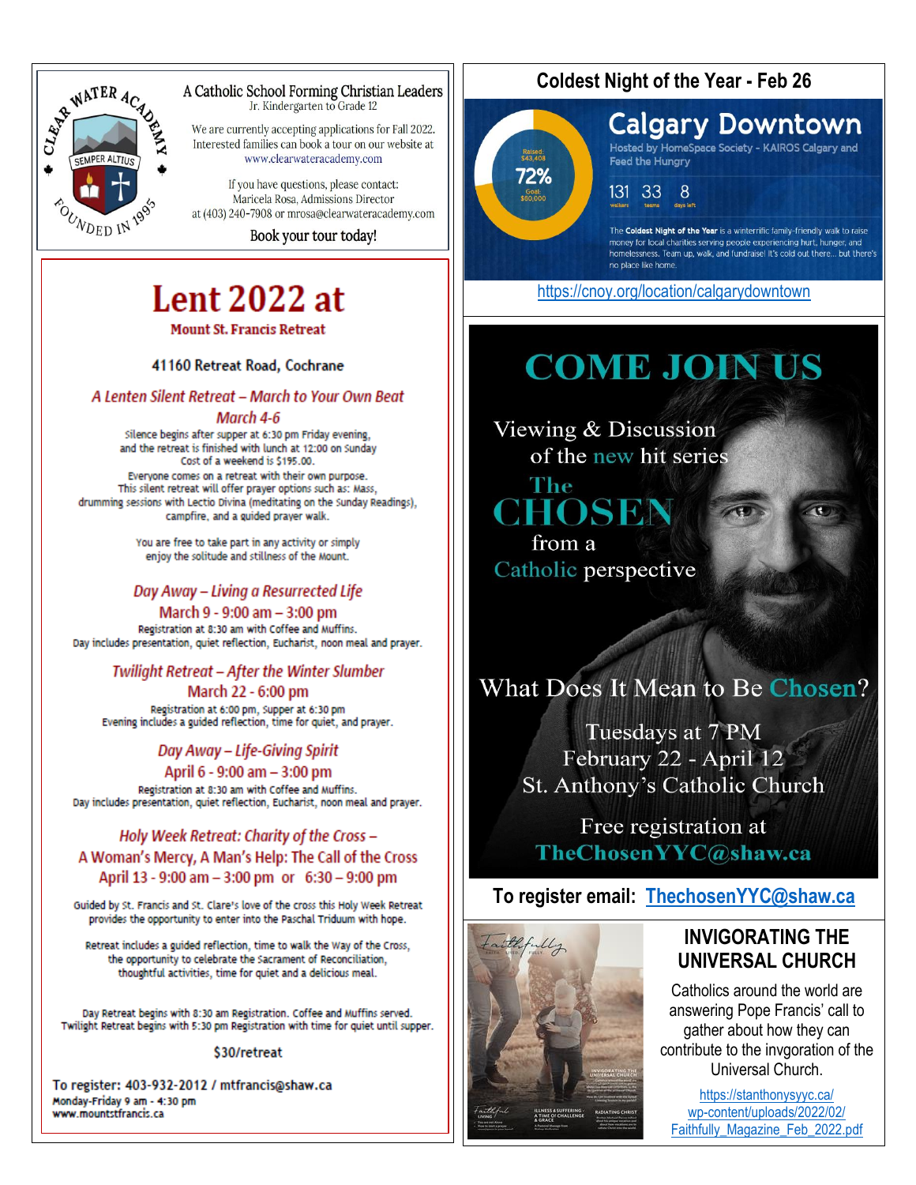**Clearwater Academy** — SEMPER ALTIUS — FOUNDED IN 1995

**A Catholic School Forming Christian Leaders**
Jr. Kindergarten to Grade 12

We are currently accepting applications for Fall 2022. Interested families can book a tour on our website at www.clearwateracademy.com

If you have questions, please contact:
Maricela Rosa, Admissions Director
at (403) 240-7908 or mrosa@clearwateracademy.com

**Book your tour today!**

# Lent 2022 at

**Mount St. Francis Retreat**

**41160 Retreat Road, Cochrane**

### *A Lenten Silent Retreat – March to Your Own Beat*

*March 4-6*

Silence begins after supper at 6:30 pm Friday evening, and the retreat is finished with lunch at 12:00 on Sunday
Cost of a weekend is $195.00.

Everyone comes on a retreat with their own purpose.
This silent retreat will offer prayer options such as: Mass, drumming sessions with Lectio Divina (meditating on the Sunday Readings), campfire, and a guided prayer walk.

You are free to take part in any activity or simply enjoy the solitude and stillness of the Mount.

### *Day Away – Living a Resurrected Life*

March 9 - 9:00 am – 3:00 pm

Registration at 8:30 am with Coffee and Muffins.
Day includes presentation, quiet reflection, Eucharist, noon meal and prayer.

### *Twilight Retreat – After the Winter Slumber*

March 22 - 6:00 pm

Registration at 6:00 pm, Supper at 6:30 pm
Evening includes a guided reflection, time for quiet, and prayer.

### *Day Away – Life-Giving Spirit*

April 6 - 9:00 am – 3:00 pm

Registration at 8:30 am with Coffee and Muffins.
Day includes presentation, quiet reflection, Eucharist, noon meal and prayer.

### *Holy Week Retreat: Charity of the Cross –*
### A Woman's Mercy, A Man's Help: The Call of the Cross

April 13 - 9:00 am – 3:00 pm or 6:30 – 9:00 pm

Guided by St. Francis and St. Clare's love of the cross this Holy Week Retreat provides the opportunity to enter into the Paschal Triduum with hope.

Retreat includes a guided reflection, time to walk the Way of the Cross, the opportunity to celebrate the Sacrament of Reconciliation, thoughtful activities, time for quiet and a delicious meal.

Day Retreat begins with 8:30 am Registration. Coffee and Muffins served.
Twilight Retreat begins with 5:30 pm Registration with time for quiet until supper.

**$30/retreat**

**To register: 403-932-2012 / mtfrancis@shaw.ca**
**Monday-Friday 9 am - 4:30 pm**
**www.mountstfrancis.ca**

## Coldest Night of the Year - Feb 26

**Calgary Downtown**
Hosted by HomeSpace Society - KAIROS Calgary and Feed the Hungry

Raised: $43,408
72%
Goal: $60,000

131 walkers 33 teams 8 days left

The **Coldest Night of the Year** is a winterrific family-friendly walk to raise money for local charities serving people experiencing hurt, hunger, and homelessness. Team up, walk, and fundraise! It's cold out there... but there's no place like home.

https://cnoy.org/location/calgarydowntown

# COME JOIN US

Viewing & Discussion
of the new hit series
The
CHOSEN
from a
Catholic perspective

What Does It Mean to Be Chosen?

Tuesdays at 7 PM
February 22 - April 12
St. Anthony's Catholic Church

Free registration at
TheChosenYYC@shaw.ca

**To register email: TheChosenYYC@shaw.ca**

## INVIGORATING THE UNIVERSAL CHURCH

Catholics around the world are answering Pope Francis' call to gather about how they can contribute to the invgoration of the Universal Church.

https://stanthonysyyc.ca/wp-content/uploads/2022/02/Faithfully_Magazine_Feb_2022.pdf